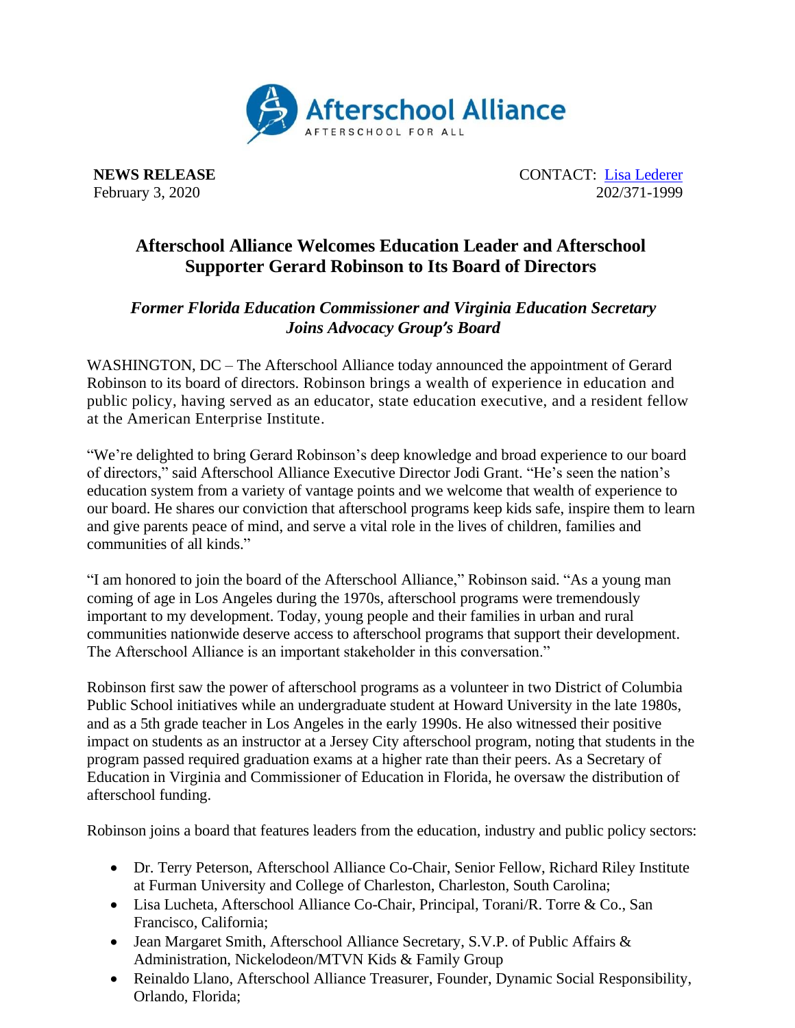**NEWS RELEASE**
February 3, 2020

CONTACT: [Lisa Lederer](#)
202/371-1999

# Afterschool Alliance Welcomes Education Leader and Afterschool Supporter Gerard Robinson to Its Board of Directors

## *Former Florida Education Commissioner and Virginia Education Secretary Joins Advocacy Group's Board*

WASHINGTON, DC – The Afterschool Alliance today announced the appointment of Gerard Robinson to its board of directors. Robinson brings a wealth of experience in education and public policy, having served as an educator, state education executive, and a resident fellow at the American Enterprise Institute.

"We're delighted to bring Gerard Robinson's deep knowledge and broad experience to our board of directors," said Afterschool Alliance Executive Director Jodi Grant. "He's seen the nation's education system from a variety of vantage points and we welcome that wealth of experience to our board. He shares our conviction that afterschool programs keep kids safe, inspire them to learn and give parents peace of mind, and serve a vital role in the lives of children, families and communities of all kinds."

"I am honored to join the board of the Afterschool Alliance," Robinson said. "As a young man coming of age in Los Angeles during the 1970s, afterschool programs were tremendously important to my development. Today, young people and their families in urban and rural communities nationwide deserve access to afterschool programs that support their development. The Afterschool Alliance is an important stakeholder in this conversation."

Robinson first saw the power of afterschool programs as a volunteer in two District of Columbia Public School initiatives while an undergraduate student at Howard University in the late 1980s, and as a 5th grade teacher in Los Angeles in the early 1990s. He also witnessed their positive impact on students as an instructor at a Jersey City afterschool program, noting that students in the program passed required graduation exams at a higher rate than their peers. As a Secretary of Education in Virginia and Commissioner of Education in Florida, he oversaw the distribution of afterschool funding.

Robinson joins a board that features leaders from the education, industry and public policy sectors:

- Dr. Terry Peterson, Afterschool Alliance Co-Chair, Senior Fellow, Richard Riley Institute at Furman University and College of Charleston, Charleston, South Carolina;
- Lisa Lucheta, Afterschool Alliance Co-Chair, Principal, Torani/R. Torre & Co., San Francisco, California;
- Jean Margaret Smith, Afterschool Alliance Secretary, S.V.P. of Public Affairs & Administration, Nickelodeon/MTVN Kids & Family Group
- Reinaldo Llano, Afterschool Alliance Treasurer, Founder, Dynamic Social Responsibility, Orlando, Florida;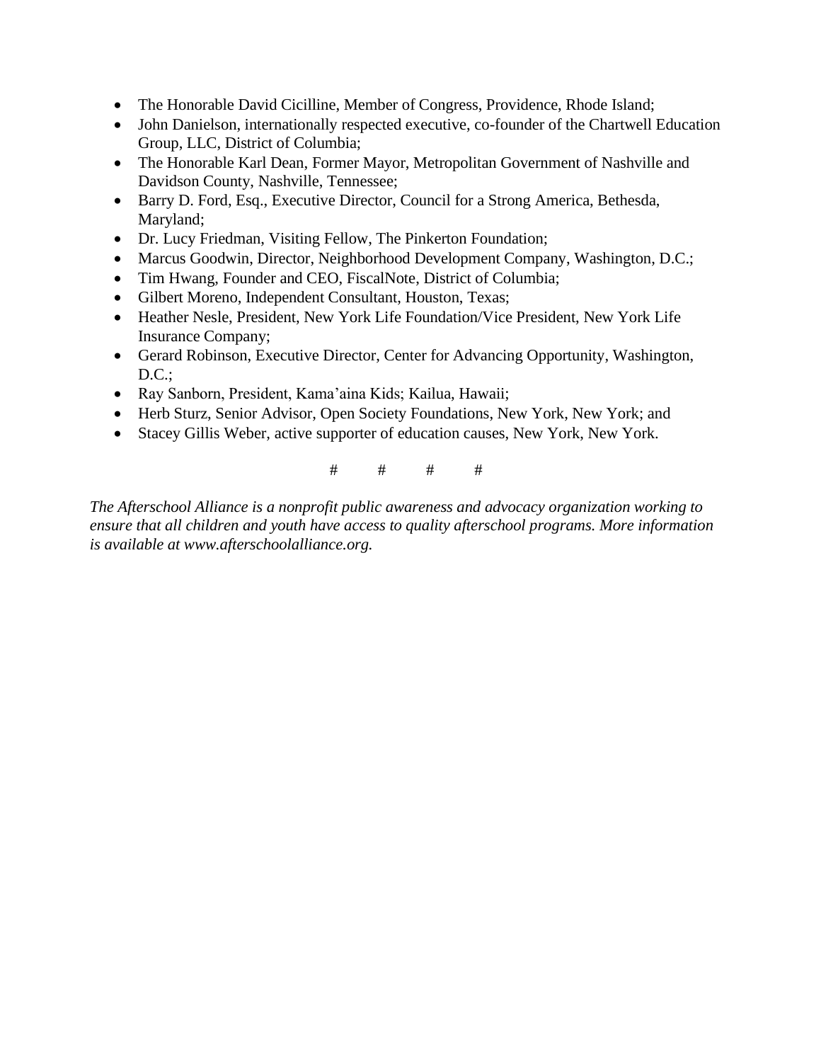- The Honorable David Cicilline, Member of Congress, Providence, Rhode Island;
- John Danielson, internationally respected executive, co-founder of the Chartwell Education Group, LLC, District of Columbia;
- The Honorable Karl Dean, Former Mayor, Metropolitan Government of Nashville and Davidson County, Nashville, Tennessee;
- Barry D. Ford, Esq., Executive Director, Council for a Strong America, Bethesda, Maryland;
- Dr. Lucy Friedman, Visiting Fellow, The Pinkerton Foundation;
- Marcus Goodwin, Director, Neighborhood Development Company, Washington, D.C.;
- Tim Hwang, Founder and CEO, FiscalNote, District of Columbia;
- Gilbert Moreno, Independent Consultant, Houston, Texas;
- Heather Nesle, President, New York Life Foundation/Vice President, New York Life Insurance Company;
- Gerard Robinson, Executive Director, Center for Advancing Opportunity, Washington, D.C.;
- Ray Sanborn, President, Kama'aina Kids; Kailua, Hawaii;
- Herb Sturz, Senior Advisor, Open Society Foundations, New York, New York; and
- Stacey Gillis Weber, active supporter of education causes, New York, New York.

# # # #

*The Afterschool Alliance is a nonprofit public awareness and advocacy organization working to ensure that all children and youth have access to quality afterschool programs. More information is available at www.afterschoolalliance.org.*